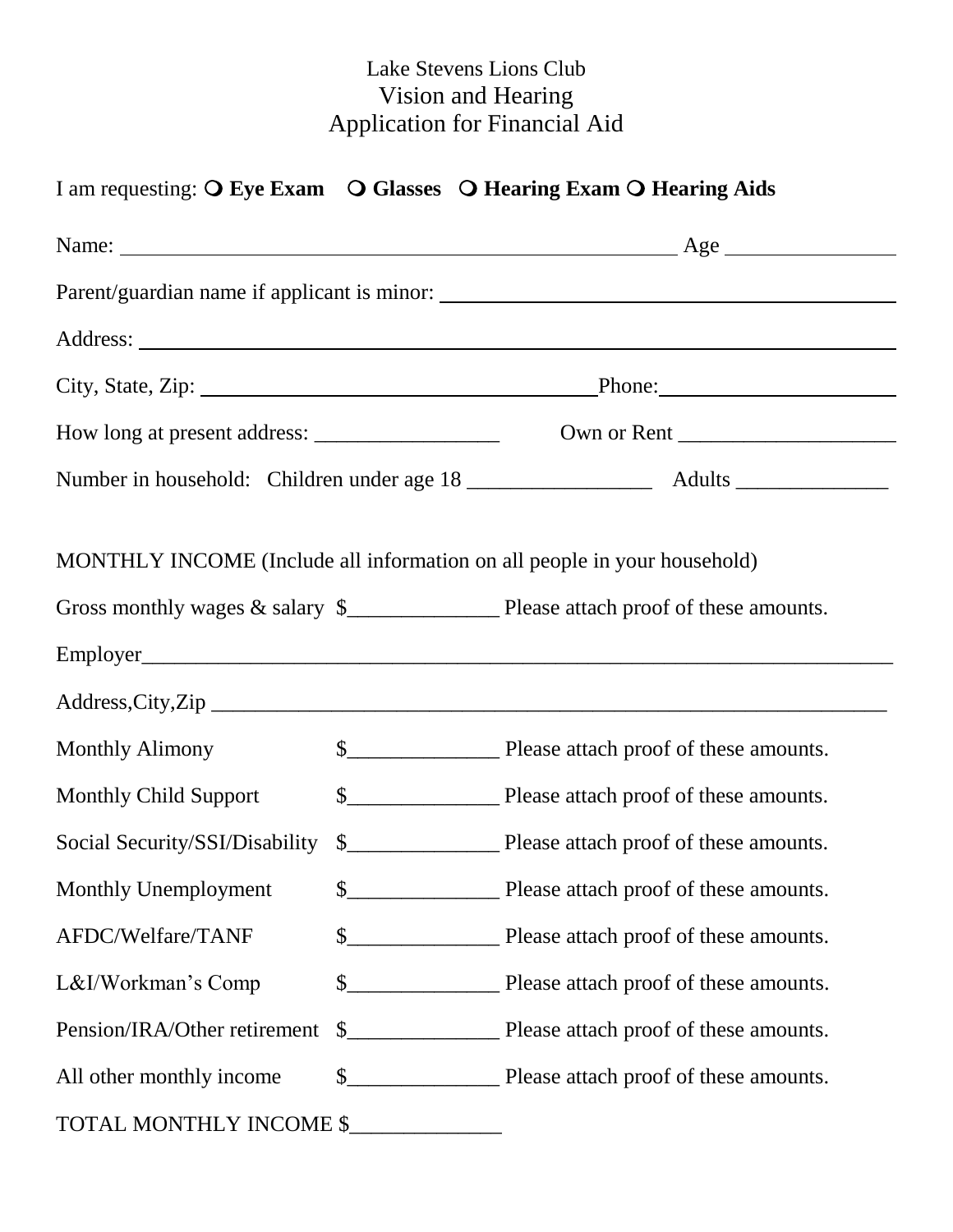# Lake Stevens Lions Club
## Vision and Hearing
## Application for Financial Aid

I am requesting: ❍ **Eye Exam** ❍ **Glasses** ❍ **Hearing Exam** ❍ **Hearing Aids**

Name: ______________________________________________________ Age ______________

Parent/guardian name if applicant is minor: ______________________________________

Address: ______________________________________________________________________

City, State, Zip: ____________________________________ Phone: ____________________

How long at present address: _________________ Own or Rent ____________________

Number in household: Children under age 18 _________________ Adults ______________

MONTHLY INCOME (Include all information on all people in your household)

Gross monthly wages & salary $______________ Please attach proof of these amounts.

Employer_____________________________________________________________________

Address,City,Zip _______________________________________________________________

Monthly Alimony $______________ Please attach proof of these amounts.

Monthly Child Support $______________ Please attach proof of these amounts.

Social Security/SSI/Disability $______________ Please attach proof of these amounts.

Monthly Unemployment $______________ Please attach proof of these amounts.

AFDC/Welfare/TANF $______________ Please attach proof of these amounts.

L&I/Workman's Comp $______________ Please attach proof of these amounts.

Pension/IRA/Other retirement $______________ Please attach proof of these amounts.

All other monthly income $______________ Please attach proof of these amounts.

TOTAL MONTHLY INCOME $______________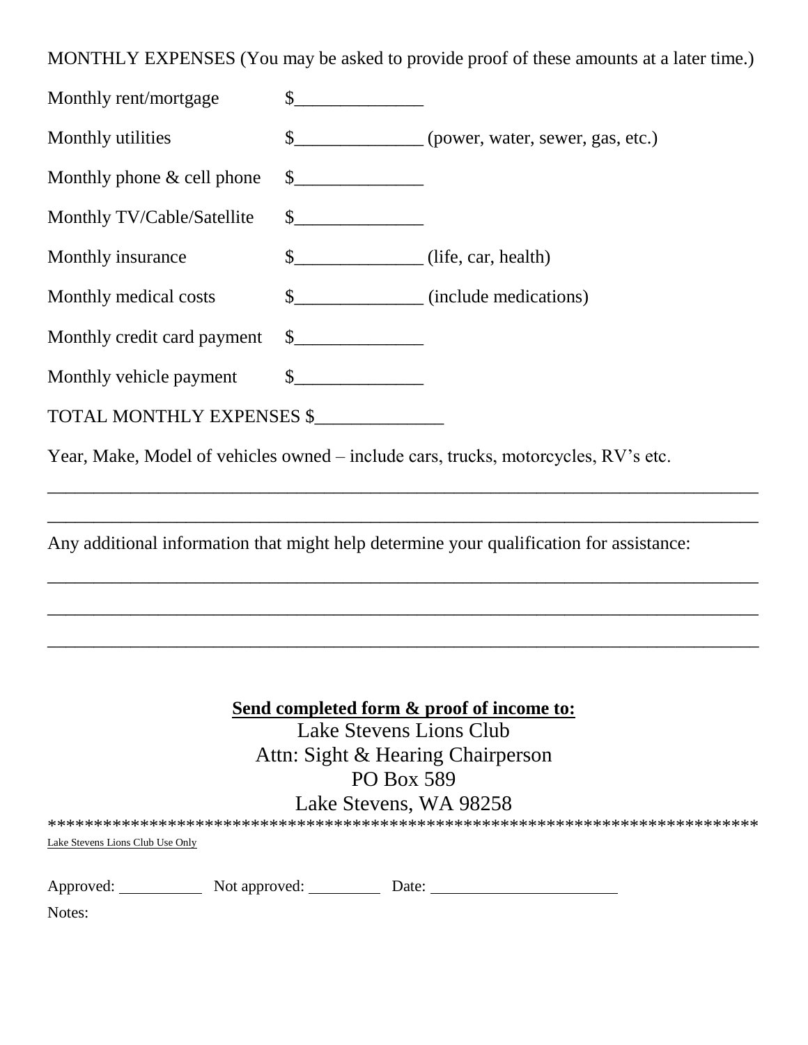MONTHLY EXPENSES (You may be asked to provide proof of these amounts at a later time.)

Monthly rent/mortgage $______________

Monthly utilities $______________ (power, water, sewer, gas, etc.)

Monthly phone & cell phone $______________

Monthly TV/Cable/Satellite $______________

Monthly insurance $______________ (life, car, health)

Monthly medical costs $______________ (include medications)

Monthly credit card payment $______________

Monthly vehicle payment $______________

TOTAL MONTHLY EXPENSES $______________

Year, Make, Model of vehicles owned – include cars, trucks, motorcycles, RV's etc.

______________________________________________________________________________

______________________________________________________________________________

Any additional information that might help determine your qualification for assistance:

______________________________________________________________________________

______________________________________________________________________________

______________________________________________________________________________

**Send completed form & proof of income to:**

Lake Stevens Lions Club
Attn: Sight & Hearing Chairperson
PO Box 589
Lake Stevens, WA 98258

****************************************************************************

Lake Stevens Lions Club Use Only

Approved: __________ Not approved: _________ Date: ________________________

Notes: